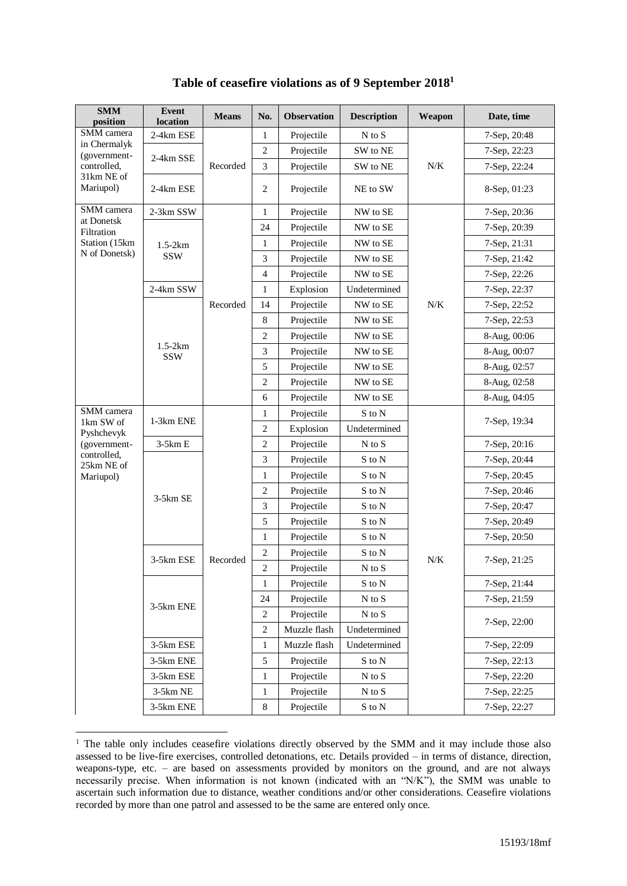# Table of ceasefire violations as of 9 September 2018[1]

| SMM position | Event location | Means | No. | Observation | Description | Weapon | Date, time |
|---|---|---|---|---|---|---|---|
| SMM camera in Chermalyk (government-controlled, 31km NE of Mariupol) | 2-4km ESE | Recorded | 1 | Projectile | N to S | N/K | 7-Sep, 20:48 |
| | 2-4km SSE | | 2 | Projectile | SW to NE | | 7-Sep, 22:23 |
| | | | 3 | Projectile | SW to NE | | 7-Sep, 22:24 |
| | 2-4km ESE | | 2 | Projectile | NE to SW | | 8-Sep, 01:23 |
| SMM camera at Donetsk Filtration Station (15km N of Donetsk) | 2-3km SSW | Recorded | 1 | Projectile | NW to SE | N/K | 7-Sep, 20:36 |
| | 1.5-2km SSW | | 24 | Projectile | NW to SE | | 7-Sep, 20:39 |
| | | | 1 | Projectile | NW to SE | | 7-Sep, 21:31 |
| | | | 3 | Projectile | NW to SE | | 7-Sep, 21:42 |
| | | | 4 | Projectile | NW to SE | | 7-Sep, 22:26 |
| | 2-4km SSW | | 1 | Explosion | Undetermined | | 7-Sep, 22:37 |
| | 1.5-2km SSW | | 14 | Projectile | NW to SE | | 7-Sep, 22:52 |
| | | | 8 | Projectile | NW to SE | | 7-Sep, 22:53 |
| | | | 2 | Projectile | NW to SE | | 8-Aug, 00:06 |
| | | | 3 | Projectile | NW to SE | | 8-Aug, 00:07 |
| | | | 5 | Projectile | NW to SE | | 8-Aug, 02:57 |
| | | | 2 | Projectile | NW to SE | | 8-Aug, 02:58 |
| | | | 6 | Projectile | NW to SE | | 8-Aug, 04:05 |
| SMM camera 1km SW of Pyshchevyk (government-controlled, 25km NE of Mariupol) | 1-3km ENE | Recorded | 1 | Projectile | S to N | N/K | 7-Sep, 19:34 |
| | | | 2 | Explosion | Undetermined | | |
| | 3-5km E | | 2 | Projectile | N to S | | 7-Sep, 20:16 |
| | 3-5km SE | | 3 | Projectile | S to N | | 7-Sep, 20:44 |
| | | | 1 | Projectile | S to N | | 7-Sep, 20:45 |
| | | | 2 | Projectile | S to N | | 7-Sep, 20:46 |
| | | | 3 | Projectile | S to N | | 7-Sep, 20:47 |
| | | | 5 | Projectile | S to N | | 7-Sep, 20:49 |
| | | | 1 | Projectile | S to N | | 7-Sep, 20:50 |
| | 3-5km ESE | | 2 | Projectile | S to N | | 7-Sep, 21:25 |
| | | | 2 | Projectile | N to S | | |
| | 3-5km ENE | | 1 | Projectile | S to N | | 7-Sep, 21:44 |
| | | | 24 | Projectile | N to S | | 7-Sep, 21:59 |
| | | | 2 | Projectile | N to S | | 7-Sep, 22:00 |
| | | | 2 | Muzzle flash | Undetermined | | |
| | 3-5km ESE | | 1 | Muzzle flash | Undetermined | | 7-Sep, 22:09 |
| | 3-5km ENE | | 5 | Projectile | S to N | | 7-Sep, 22:13 |
| | 3-5km ESE | | 1 | Projectile | N to S | | 7-Sep, 22:20 |
| | 3-5km NE | | 1 | Projectile | N to S | | 7-Sep, 22:25 |
| | 3-5km ENE | | 8 | Projectile | S to N | | 7-Sep, 22:27 |

[1] The table only includes ceasefire violations directly observed by the SMM and it may include those also assessed to be live-fire exercises, controlled detonations, etc. Details provided – in terms of distance, direction, weapons-type, etc. – are based on assessments provided by monitors on the ground, and are not always necessarily precise. When information is not known (indicated with an "N/K"), the SMM was unable to ascertain such information due to distance, weather conditions and/or other considerations. Ceasefire violations recorded by more than one patrol and assessed to be the same are entered only once.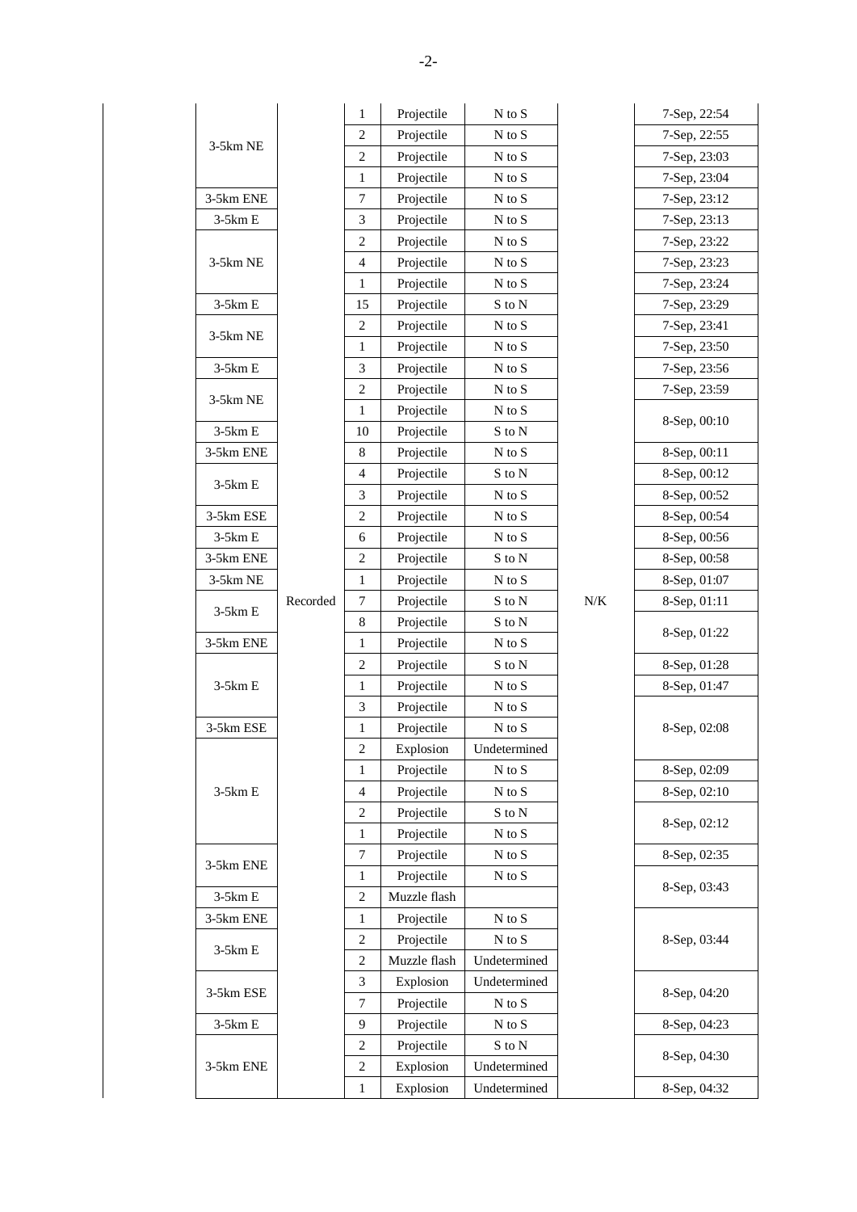| | | | | | | |
|---|---|---|---|---|---|---|
| 3-5km NE | Recorded | 1 | Projectile | N to S | N/K | 7-Sep, 22:54 |
| | | 2 | Projectile | N to S | | 7-Sep, 22:55 |
| | | 2 | Projectile | N to S | | 7-Sep, 23:03 |
| | | 1 | Projectile | N to S | | 7-Sep, 23:04 |
| 3-5km ENE | | 7 | Projectile | N to S | | 7-Sep, 23:12 |
| 3-5km E | | 3 | Projectile | N to S | | 7-Sep, 23:13 |
| 3-5km NE | | 2 | Projectile | N to S | | 7-Sep, 23:22 |
| | | 4 | Projectile | N to S | | 7-Sep, 23:23 |
| | | 1 | Projectile | N to S | | 7-Sep, 23:24 |
| 3-5km E | | 15 | Projectile | S to N | | 7-Sep, 23:29 |
| 3-5km NE | | 2 | Projectile | N to S | | 7-Sep, 23:41 |
| | | 1 | Projectile | N to S | | 7-Sep, 23:50 |
| 3-5km E | | 3 | Projectile | N to S | | 7-Sep, 23:56 |
| 3-5km NE | | 2 | Projectile | N to S | | 7-Sep, 23:59 |
| | | 1 | Projectile | N to S | | 8-Sep, 00:10 |
| 3-5km E | | 10 | Projectile | S to N | | |
| 3-5km ENE | | 8 | Projectile | N to S | | 8-Sep, 00:11 |
| 3-5km E | | 4 | Projectile | S to N | | 8-Sep, 00:12 |
| | | 3 | Projectile | N to S | | 8-Sep, 00:52 |
| 3-5km ESE | | 2 | Projectile | N to S | | 8-Sep, 00:54 |
| 3-5km E | | 6 | Projectile | N to S | | 8-Sep, 00:56 |
| 3-5km ENE | | 2 | Projectile | S to N | | 8-Sep, 00:58 |
| 3-5km NE | | 1 | Projectile | N to S | | 8-Sep, 01:07 |
| 3-5km E | | 7 | Projectile | S to N | | 8-Sep, 01:11 |
| | | 8 | Projectile | S to N | | 8-Sep, 01:22 |
| 3-5km ENE | | 1 | Projectile | N to S | | |
| 3-5km E | | 2 | Projectile | S to N | | 8-Sep, 01:28 |
| | | 1 | Projectile | N to S | | 8-Sep, 01:47 |
| | | 3 | Projectile | N to S | | 8-Sep, 02:08 |
| 3-5km ESE | | 1 | Projectile | N to S | | |
| 3-5km E | | 2 | Explosion | Undetermined | | |
| | | 1 | Projectile | N to S | | 8-Sep, 02:09 |
| | | 4 | Projectile | N to S | | 8-Sep, 02:10 |
| | | 2 | Projectile | S to N | | 8-Sep, 02:12 |
| | | 1 | Projectile | N to S | | |
| 3-5km ENE | | 7 | Projectile | N to S | | 8-Sep, 02:35 |
| | | 1 | Projectile | N to S | | 8-Sep, 03:43 |
| 3-5km E | | 2 | Muzzle flash | | | |
| 3-5km ENE | | 1 | Projectile | N to S | | 8-Sep, 03:44 |
| 3-5km E | | 2 | Projectile | N to S | | |
| | | 2 | Muzzle flash | Undetermined | | |
| 3-5km ESE | | 3 | Explosion | Undetermined | | 8-Sep, 04:20 |
| | | 7 | Projectile | N to S | | |
| 3-5km E | | 9 | Projectile | N to S | | 8-Sep, 04:23 |
| 3-5km ENE | | 2 | Projectile | S to N | | 8-Sep, 04:30 |
| | | 2 | Explosion | Undetermined | | |
| | | 1 | Explosion | Undetermined | | 8-Sep, 04:32 |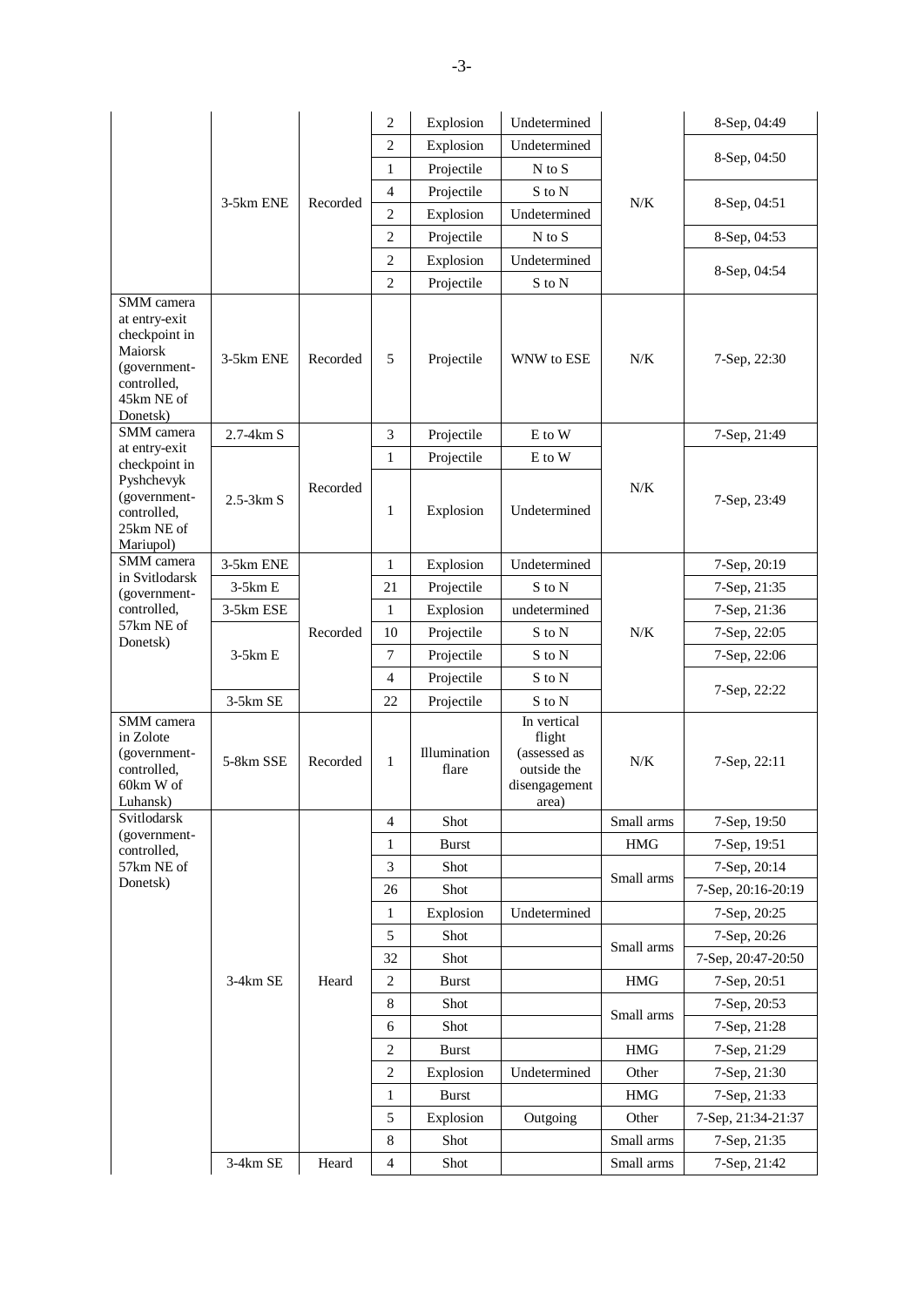|  |  |  |  |  |  |  |  |
|---|---|---|---|---|---|---|---|
|  | 3-5km ENE | Recorded | 2 | Explosion | Undetermined | N/K | 8-Sep, 04:49 |
|  |  |  | 2 | Explosion | Undetermined |  | 8-Sep, 04:50 |
|  |  |  | 1 | Projectile | N to S |  |  |
|  |  |  | 4 | Projectile | S to N |  | 8-Sep, 04:51 |
|  |  |  | 2 | Explosion | Undetermined |  |  |
|  |  |  | 2 | Projectile | N to S |  | 8-Sep, 04:53 |
|  |  |  | 2 | Explosion | Undetermined |  | 8-Sep, 04:54 |
|  |  |  | 2 | Projectile | S to N |  |  |
| SMM camera at entry-exit checkpoint in Maiorsk (government-controlled, 45km NE of Donetsk) | 3-5km ENE | Recorded | 5 | Projectile | WNW to ESE | N/K | 7-Sep, 22:30 |
| SMM camera at entry-exit checkpoint in Pyshchevyk (government-controlled, 25km NE of Mariupol) | 2.7-4km S | Recorded | 3 | Projectile | E to W | N/K | 7-Sep, 21:49 |
|  | 2.5-3km S |  | 1 | Projectile | E to W |  | 7-Sep, 23:49 |
|  |  |  | 1 | Explosion | Undetermined |  |  |
| SMM camera in Svitlodarsk (government-controlled, 57km NE of Donetsk) | 3-5km ENE | Recorded | 1 | Explosion | Undetermined | N/K | 7-Sep, 20:19 |
|  | 3-5km E |  | 21 | Projectile | S to N |  | 7-Sep, 21:35 |
|  | 3-5km ESE |  | 1 | Explosion | undetermined |  | 7-Sep, 21:36 |
|  | 3-5km E |  | 10 | Projectile | S to N |  | 7-Sep, 22:05 |
|  |  |  | 7 | Projectile | S to N |  | 7-Sep, 22:06 |
|  |  |  | 4 | Projectile | S to N |  | 7-Sep, 22:22 |
|  | 3-5km SE |  | 22 | Projectile | S to N |  |  |
| SMM camera in Zolote (government-controlled, 60km W of Luhansk) | 5-8km SSE | Recorded | 1 | Illumination flare | In vertical flight (assessed as outside the disengagement area) | N/K | 7-Sep, 22:11 |
| Svitlodarsk (government-controlled, 57km NE of Donetsk) | 3-4km SE | Heard | 4 | Shot |  | Small arms | 7-Sep, 19:50 |
|  |  |  | 1 | Burst |  | HMG | 7-Sep, 19:51 |
|  |  |  | 3 | Shot |  | Small arms | 7-Sep, 20:14 |
|  |  |  | 26 | Shot |  |  | 7-Sep, 20:16-20:19 |
|  |  |  | 1 | Explosion | Undetermined |  | 7-Sep, 20:25 |
|  |  |  | 5 | Shot |  | Small arms | 7-Sep, 20:26 |
|  |  |  | 32 | Shot |  |  | 7-Sep, 20:47-20:50 |
|  |  |  | 2 | Burst |  | HMG | 7-Sep, 20:51 |
|  |  |  | 8 | Shot |  | Small arms | 7-Sep, 20:53 |
|  |  |  | 6 | Shot |  |  | 7-Sep, 21:28 |
|  |  |  | 2 | Burst |  | HMG | 7-Sep, 21:29 |
|  |  |  | 2 | Explosion | Undetermined | Other | 7-Sep, 21:30 |
|  |  |  | 1 | Burst |  | HMG | 7-Sep, 21:33 |
|  |  |  | 5 | Explosion | Outgoing | Other | 7-Sep, 21:34-21:37 |
|  |  |  | 8 | Shot |  | Small arms | 7-Sep, 21:35 |
|  | 3-4km SE | Heard | 4 | Shot |  | Small arms | 7-Sep, 21:42 |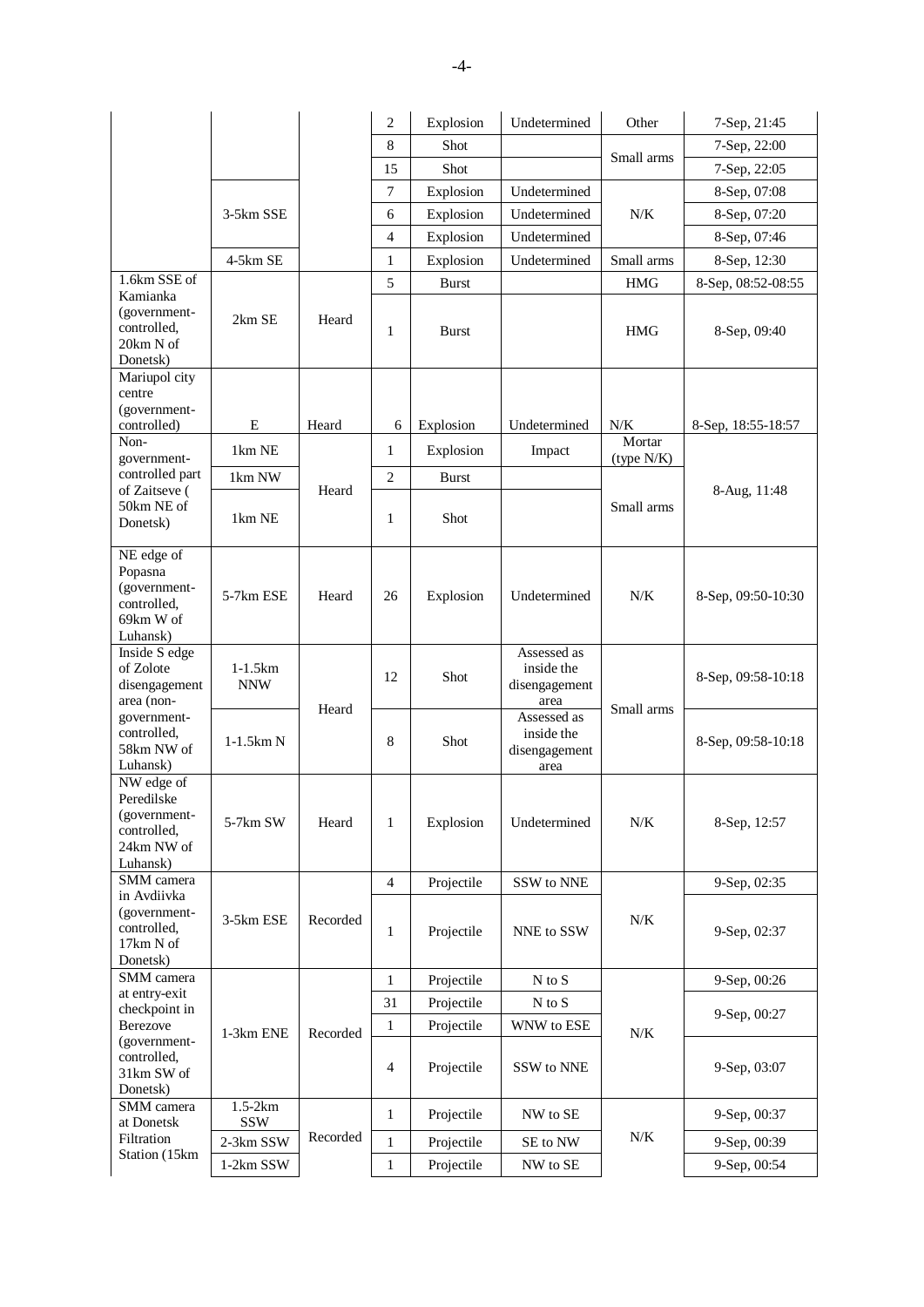| | | | 2 | Explosion | Undetermined | Other | 7-Sep, 21:45 |
|---|---|---|---|---|---|---|---|
| | | | 8 | Shot | | Small arms | 7-Sep, 22:00 |
| | | | 15 | Shot | | | 7-Sep, 22:05 |
| | 3-5km SSE | | 7 | Explosion | Undetermined | N/K | 8-Sep, 07:08 |
| | | | 6 | Explosion | Undetermined | | 8-Sep, 07:20 |
| | | | 4 | Explosion | Undetermined | | 8-Sep, 07:46 |
| | 4-5km SE | | 1 | Explosion | Undetermined | Small arms | 8-Sep, 12:30 |
| 1.6km SSE of Kamianka (government-controlled, 20km N of Donetsk) | 2km SE | Heard | 5 | Burst | | HMG | 8-Sep, 08:52-08:55 |
| | | | 1 | Burst | | HMG | 8-Sep, 09:40 |
| Mariupol city centre (government-controlled) | E | Heard | 6 | Explosion | Undetermined | N/K | 8-Sep, 18:55-18:57 |
| Non-government-controlled part of Zaitseve ( 50km NE of Donetsk) | 1km NE | Heard | 1 | Explosion | Impact | Mortar (type N/K) | 8-Aug, 11:48 |
| | 1km NW | | 2 | Burst | | Small arms | |
| | 1km NE | | 1 | Shot | | | |
| NE edge of Popasna (government-controlled, 69km W of Luhansk) | 5-7km ESE | Heard | 26 | Explosion | Undetermined | N/K | 8-Sep, 09:50-10:30 |
| Inside S edge of Zolote disengagement area (non-government-controlled, 58km NW of Luhansk) | 1-1.5km NNW | Heard | 12 | Shot | Assessed as inside the disengagement area | Small arms | 8-Sep, 09:58-10:18 |
| | 1-1.5km N | | 8 | Shot | Assessed as inside the disengagement area | | 8-Sep, 09:58-10:18 |
| NW edge of Peredilske (government-controlled, 24km NW of Luhansk) | 5-7km SW | Heard | 1 | Explosion | Undetermined | N/K | 8-Sep, 12:57 |
| SMM camera in Avdiivka (government-controlled, 17km N of Donetsk) | 3-5km ESE | Recorded | 4 | Projectile | SSW to NNE | N/K | 9-Sep, 02:35 |
| | | | 1 | Projectile | NNE to SSW | | 9-Sep, 02:37 |
| SMM camera at entry-exit checkpoint in Berezove (government-controlled, 31km SW of Donetsk) | 1-3km ENE | Recorded | 1 | Projectile | N to S | N/K | 9-Sep, 00:26 |
| | | | 31 | Projectile | N to S | | 9-Sep, 00:27 |
| | | | 1 | Projectile | WNW to ESE | | |
| | | | 4 | Projectile | SSW to NNE | | 9-Sep, 03:07 |
| SMM camera at Donetsk Filtration Station (15km | 1.5-2km SSW | Recorded | 1 | Projectile | NW to SE | N/K | 9-Sep, 00:37 |
| | 2-3km SSW | | 1 | Projectile | SE to NW | | 9-Sep, 00:39 |
| | 1-2km SSW | | 1 | Projectile | NW to SE | | 9-Sep, 00:54 |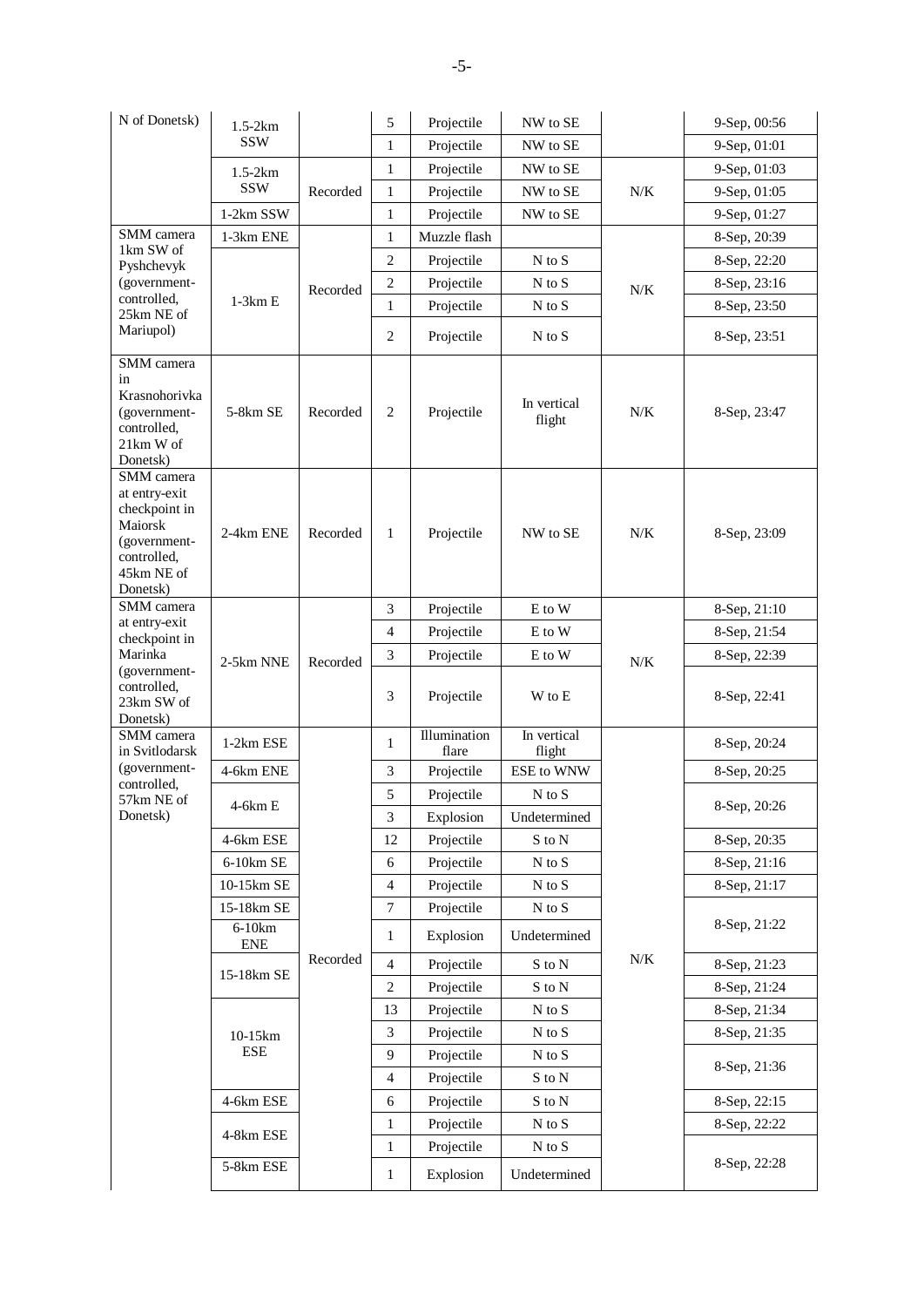| | | | | | | | |
|---|---|---|---|---|---|---|---|
| N of Donetsk) | 1.5-2km SSW | | 5 | Projectile | NW to SE | | 9-Sep, 00:56 |
| | | | 1 | Projectile | NW to SE | | 9-Sep, 01:01 |
| | 1.5-2km SSW | Recorded | 1 | Projectile | NW to SE | N/K | 9-Sep, 01:03 |
| | | | 1 | Projectile | NW to SE | | 9-Sep, 01:05 |
| | 1-2km SSW | | 1 | Projectile | NW to SE | | 9-Sep, 01:27 |
| SMM camera 1km SW of Pyshchevyk (government-controlled, 25km NE of Mariupol) | 1-3km ENE | Recorded | 1 | Muzzle flash | | N/K | 8-Sep, 20:39 |
| | 1-3km E | | 2 | Projectile | N to S | | 8-Sep, 22:20 |
| | | | 2 | Projectile | N to S | | 8-Sep, 23:16 |
| | | | 1 | Projectile | N to S | | 8-Sep, 23:50 |
| | | | 2 | Projectile | N to S | | 8-Sep, 23:51 |
| SMM camera in Krasnohorivka (government-controlled, 21km W of Donetsk) | 5-8km SE | Recorded | 2 | Projectile | In vertical flight | N/K | 8-Sep, 23:47 |
| SMM camera at entry-exit checkpoint in Maiorsk (government-controlled, 45km NE of Donetsk) | 2-4km ENE | Recorded | 1 | Projectile | NW to SE | N/K | 8-Sep, 23:09 |
| SMM camera at entry-exit checkpoint in Marinka (government-controlled, 23km SW of Donetsk) | 2-5km NNE | Recorded | 3 | Projectile | E to W | N/K | 8-Sep, 21:10 |
| | | | 4 | Projectile | E to W | | 8-Sep, 21:54 |
| | | | 3 | Projectile | E to W | | 8-Sep, 22:39 |
| | | | 3 | Projectile | W to E | | 8-Sep, 22:41 |
| SMM camera in Svitlodarsk (government-controlled, 57km NE of Donetsk) | 1-2km ESE | Recorded | 1 | Illumination flare | In vertical flight | N/K | 8-Sep, 20:24 |
| | 4-6km ENE | | 3 | Projectile | ESE to WNW | | 8-Sep, 20:25 |
| | 4-6km E | | 5 | Projectile | N to S | | 8-Sep, 20:26 |
| | | | 3 | Explosion | Undetermined | | |
| | 4-6km ESE | | 12 | Projectile | S to N | | 8-Sep, 20:35 |
| | 6-10km SE | | 6 | Projectile | N to S | | 8-Sep, 21:16 |
| | 10-15km SE | | 4 | Projectile | N to S | | 8-Sep, 21:17 |
| | 15-18km SE | | 7 | Projectile | N to S | | 8-Sep, 21:22 |
| | 6-10km ENE | | 1 | Explosion | Undetermined | | |
| | 15-18km SE | | 4 | Projectile | S to N | | 8-Sep, 21:23 |
| | | | 2 | Projectile | S to N | | 8-Sep, 21:24 |
| | 10-15km ESE | | 13 | Projectile | N to S | | 8-Sep, 21:34 |
| | | | 3 | Projectile | N to S | | 8-Sep, 21:35 |
| | | | 9 | Projectile | N to S | | 8-Sep, 21:36 |
| | | | 4 | Projectile | S to N | | |
| | 4-6km ESE | | 6 | Projectile | S to N | | 8-Sep, 22:15 |
| | 4-8km ESE | | 1 | Projectile | N to S | | 8-Sep, 22:22 |
| | | | 1 | Projectile | N to S | | 8-Sep, 22:28 |
| | 5-8km ESE | | 1 | Explosion | Undetermined | | |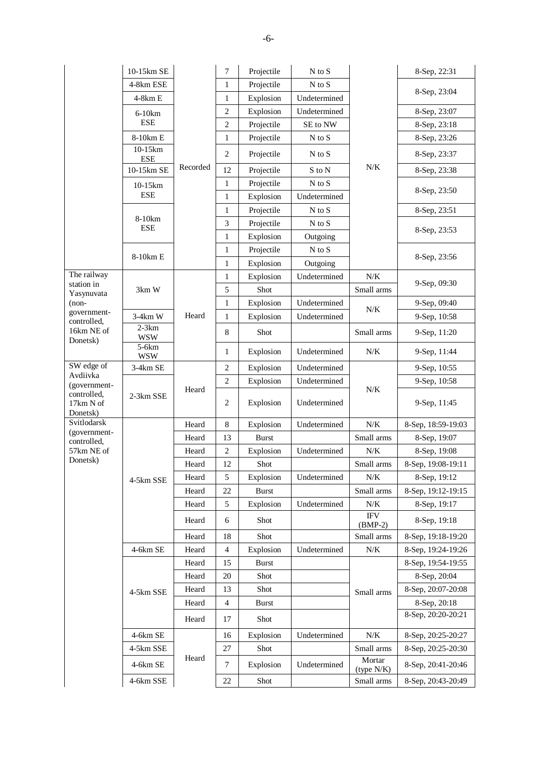| | | | | | | | |
|---|---|---|---|---|---|---|---|
| | 10-15km SE | Recorded | 7 | Projectile | N to S | N/K | 8-Sep, 22:31 |
| | 4-8km ESE | | 1 | Projectile | N to S | | 8-Sep, 23:04 |
| | 4-8km E | | 1 | Explosion | Undetermined | | |
| | 6-10km ESE | | 2 | Explosion | Undetermined | | 8-Sep, 23:07 |
| | | | 2 | Projectile | SE to NW | | 8-Sep, 23:18 |
| | 8-10km E | | 1 | Projectile | N to S | | 8-Sep, 23:26 |
| | 10-15km ESE | | 2 | Projectile | N to S | | 8-Sep, 23:37 |
| | 10-15km SE | | 12 | Projectile | S to N | | 8-Sep, 23:38 |
| | 10-15km ESE | | 1 | Projectile | N to S | | 8-Sep, 23:50 |
| | | | 1 | Explosion | Undetermined | | |
| | 8-10km ESE | | 1 | Projectile | N to S | | 8-Sep, 23:51 |
| | | | 3 | Projectile | N to S | | 8-Sep, 23:53 |
| | | | 1 | Explosion | Outgoing | | |
| | 8-10km E | | 1 | Projectile | N to S | | 8-Sep, 23:56 |
| | | | 1 | Explosion | Outgoing | | |
| The railway station in Yasynuvata (non-government-controlled, 16km NE of Donetsk) | 3km W | Heard | 1 | Explosion | Undetermined | N/K | 9-Sep, 09:30 |
| | | | 5 | Shot | | Small arms | |
| | | | 1 | Explosion | Undetermined | N/K | 9-Sep, 09:40 |
| | 3-4km W | | 1 | Explosion | Undetermined | | 9-Sep, 10:58 |
| | 2-3km WSW | | 8 | Shot | | Small arms | 9-Sep, 11:20 |
| | 5-6km WSW | | 1 | Explosion | Undetermined | N/K | 9-Sep, 11:44 |
| SW edge of Avdiivka (government-controlled, 17km N of Donetsk) | 3-4km SE | Heard | 2 | Explosion | Undetermined | N/K | 9-Sep, 10:55 |
| | 2-3km SSE | | 2 | Explosion | Undetermined | | 9-Sep, 10:58 |
| | | | 2 | Explosion | Undetermined | | 9-Sep, 11:45 |
| Svitlodarsk (government-controlled, 57km NE of Donetsk) | 4-5km SSE | Heard | 8 | Explosion | Undetermined | N/K | 8-Sep, 18:59-19:03 |
| | | Heard | 13 | Burst | | Small arms | 8-Sep, 19:07 |
| | | Heard | 2 | Explosion | Undetermined | N/K | 8-Sep, 19:08 |
| | | Heard | 12 | Shot | | Small arms | 8-Sep, 19:08-19:11 |
| | | Heard | 5 | Explosion | Undetermined | N/K | 8-Sep, 19:12 |
| | | Heard | 22 | Burst | | Small arms | 8-Sep, 19:12-19:15 |
| | | Heard | 5 | Explosion | Undetermined | N/K | 8-Sep, 19:17 |
| | | Heard | 6 | Shot | | IFV (BMP-2) | 8-Sep, 19:18 |
| | | Heard | 18 | Shot | | Small arms | 8-Sep, 19:18-19:20 |
| | 4-6km SE | Heard | 4 | Explosion | Undetermined | N/K | 8-Sep, 19:24-19:26 |
| | 4-5km SSE | Heard | 15 | Burst | | Small arms | 8-Sep, 19:54-19:55 |
| | | Heard | 20 | Shot | | | 8-Sep, 20:04 |
| | | Heard | 13 | Shot | | | 8-Sep, 20:07-20:08 |
| | | Heard | 4 | Burst | | | 8-Sep, 20:18 |
| | | Heard | 17 | Shot | | | 8-Sep, 20:20-20:21 |
| | 4-6km SE | Heard | 16 | Explosion | Undetermined | N/K | 8-Sep, 20:25-20:27 |
| | 4-5km SSE | | 27 | Shot | | Small arms | 8-Sep, 20:25-20:30 |
| | 4-6km SE | | 7 | Explosion | Undetermined | Mortar (type N/K) | 8-Sep, 20:41-20:46 |
| | 4-6km SSE | | 22 | Shot | | Small arms | 8-Sep, 20:43-20:49 |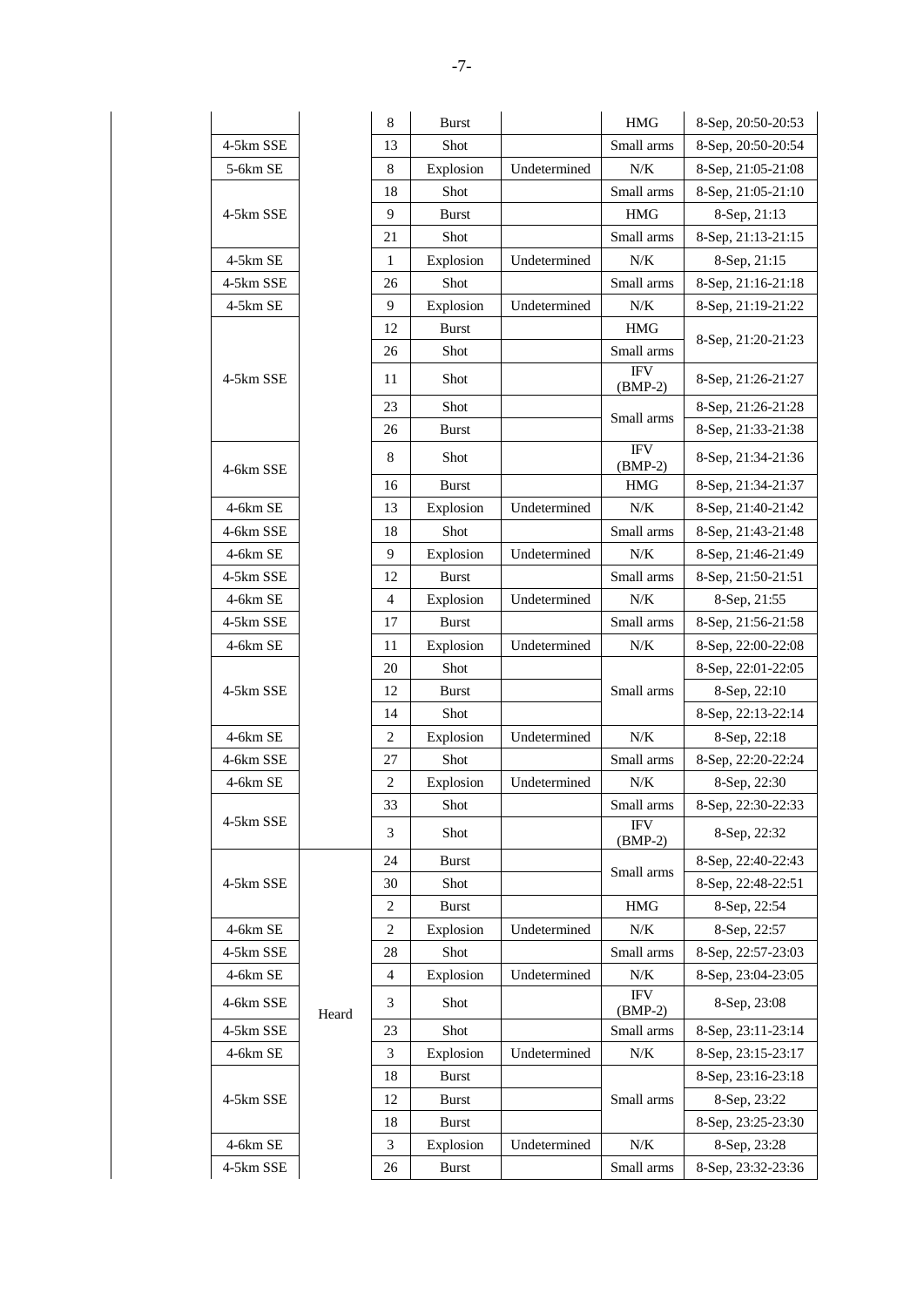| | | 8 | Burst | | HMG | 8-Sep, 20:50-20:53 |
|---|---|---|---|---|---|---|
| 4-5km SSE | | 13 | Shot | | Small arms | 8-Sep, 20:50-20:54 |
| 5-6km SE | | 8 | Explosion | Undetermined | N/K | 8-Sep, 21:05-21:08 |
| 4-5km SSE | | 18 | Shot | | Small arms | 8-Sep, 21:05-21:10 |
| | | 9 | Burst | | HMG | 8-Sep, 21:13 |
| | | 21 | Shot | | Small arms | 8-Sep, 21:13-21:15 |
| 4-5km SE | | 1 | Explosion | Undetermined | N/K | 8-Sep, 21:15 |
| 4-5km SSE | | 26 | Shot | | Small arms | 8-Sep, 21:16-21:18 |
| 4-5km SE | | 9 | Explosion | Undetermined | N/K | 8-Sep, 21:19-21:22 |
| 4-5km SSE | | 12 | Burst | | HMG | 8-Sep, 21:20-21:23 |
| | | 26 | Shot | | Small arms | |
| | | 11 | Shot | | IFV (BMP-2) | 8-Sep, 21:26-21:27 |
| | | 23 | Shot | | Small arms | 8-Sep, 21:26-21:28 |
| | | 26 | Burst | | | 8-Sep, 21:33-21:38 |
| 4-6km SSE | | 8 | Shot | | IFV (BMP-2) | 8-Sep, 21:34-21:36 |
| | | 16 | Burst | | HMG | 8-Sep, 21:34-21:37 |
| 4-6km SE | | 13 | Explosion | Undetermined | N/K | 8-Sep, 21:40-21:42 |
| 4-6km SSE | | 18 | Shot | | Small arms | 8-Sep, 21:43-21:48 |
| 4-6km SE | | 9 | Explosion | Undetermined | N/K | 8-Sep, 21:46-21:49 |
| 4-5km SSE | | 12 | Burst | | Small arms | 8-Sep, 21:50-21:51 |
| 4-6km SE | | 4 | Explosion | Undetermined | N/K | 8-Sep, 21:55 |
| 4-5km SSE | | 17 | Burst | | Small arms | 8-Sep, 21:56-21:58 |
| 4-6km SE | | 11 | Explosion | Undetermined | N/K | 8-Sep, 22:00-22:08 |
| 4-5km SSE | | 20 | Shot | | Small arms | 8-Sep, 22:01-22:05 |
| | | 12 | Burst | | | 8-Sep, 22:10 |
| | | 14 | Shot | | | 8-Sep, 22:13-22:14 |
| 4-6km SE | | 2 | Explosion | Undetermined | N/K | 8-Sep, 22:18 |
| 4-6km SSE | | 27 | Shot | | Small arms | 8-Sep, 22:20-22:24 |
| 4-6km SE | | 2 | Explosion | Undetermined | N/K | 8-Sep, 22:30 |
| 4-5km SSE | | 33 | Shot | | Small arms | 8-Sep, 22:30-22:33 |
| | | 3 | Shot | | IFV (BMP-2) | 8-Sep, 22:32 |
| 4-5km SSE | Heard | 24 | Burst | | Small arms | 8-Sep, 22:40-22:43 |
| | | 30 | Shot | | | 8-Sep, 22:48-22:51 |
| | | 2 | Burst | | HMG | 8-Sep, 22:54 |
| 4-6km SE | | 2 | Explosion | Undetermined | N/K | 8-Sep, 22:57 |
| 4-5km SSE | | 28 | Shot | | Small arms | 8-Sep, 22:57-23:03 |
| 4-6km SE | | 4 | Explosion | Undetermined | N/K | 8-Sep, 23:04-23:05 |
| 4-6km SSE | | 3 | Shot | | IFV (BMP-2) | 8-Sep, 23:08 |
| 4-5km SSE | | 23 | Shot | | Small arms | 8-Sep, 23:11-23:14 |
| 4-6km SE | | 3 | Explosion | Undetermined | N/K | 8-Sep, 23:15-23:17 |
| 4-5km SSE | | 18 | Burst | | Small arms | 8-Sep, 23:16-23:18 |
| | | 12 | Burst | | | 8-Sep, 23:22 |
| | | 18 | Burst | | | 8-Sep, 23:25-23:30 |
| 4-6km SE | | 3 | Explosion | Undetermined | N/K | 8-Sep, 23:28 |
| 4-5km SSE | | 26 | Burst | | Small arms | 8-Sep, 23:32-23:36 |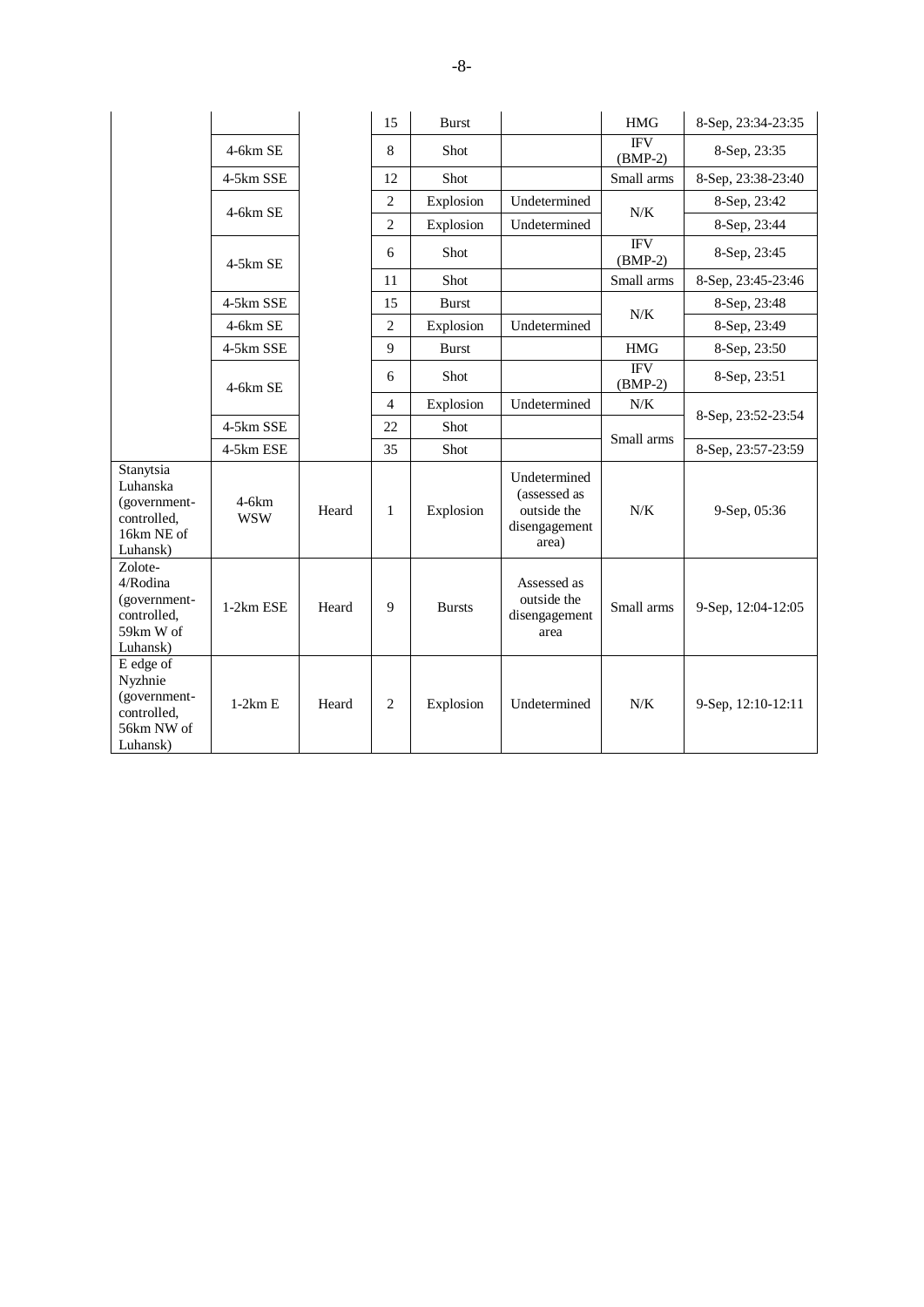| | | | 15 | Burst | | HMG | 8-Sep, 23:34-23:35 |
|---|---|---|---|---|---|---|---|
| | 4-6km SE | | 8 | Shot | | IFV (BMP-2) | 8-Sep, 23:35 |
| | 4-5km SSE | | 12 | Shot | | Small arms | 8-Sep, 23:38-23:40 |
| | 4-6km SE | | 2 | Explosion | Undetermined | N/K | 8-Sep, 23:42 |
| | | | 2 | Explosion | Undetermined | | 8-Sep, 23:44 |
| | 4-5km SE | | 6 | Shot | | IFV (BMP-2) | 8-Sep, 23:45 |
| | | | 11 | Shot | | Small arms | 8-Sep, 23:45-23:46 |
| | 4-5km SSE | | 15 | Burst | | N/K | 8-Sep, 23:48 |
| | 4-6km SE | | 2 | Explosion | Undetermined | | 8-Sep, 23:49 |
| | 4-5km SSE | | 9 | Burst | | HMG | 8-Sep, 23:50 |
| | 4-6km SE | | 6 | Shot | | IFV (BMP-2) | 8-Sep, 23:51 |
| | | | 4 | Explosion | Undetermined | N/K | 8-Sep, 23:52-23:54 |
| | 4-5km SSE | | 22 | Shot | | Small arms | |
| | 4-5km ESE | | 35 | Shot | | | 8-Sep, 23:57-23:59 |
| Stanytsia Luhanska (government-controlled, 16km NE of Luhansk) | 4-6km WSW | Heard | 1 | Explosion | Undetermined (assessed as outside the disengagement area) | N/K | 9-Sep, 05:36 |
| Zolote-4/Rodina (government-controlled, 59km W of Luhansk) | 1-2km ESE | Heard | 9 | Bursts | Assessed as outside the disengagement area | Small arms | 9-Sep, 12:04-12:05 |
| E edge of Nyzhnie (government-controlled, 56km NW of Luhansk) | 1-2km E | Heard | 2 | Explosion | Undetermined | N/K | 9-Sep, 12:10-12:11 |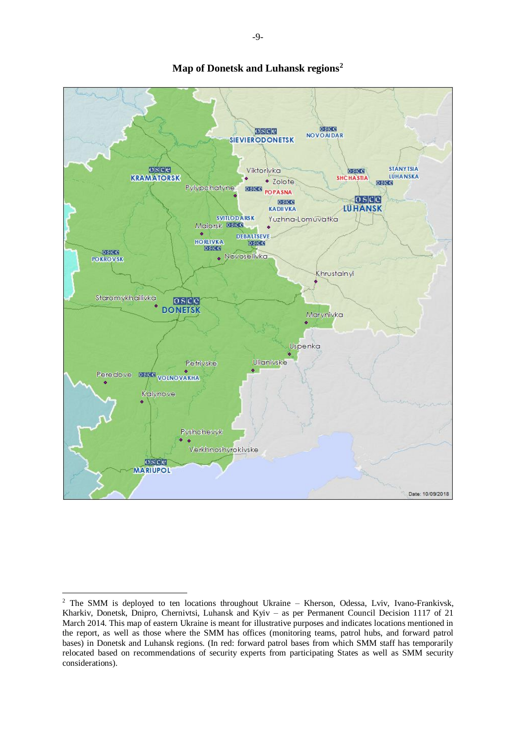# Map of Donetsk and Luhansk regions[2]

SIEVIERODONETSK
NOVOAIDAR
KRAMATORSK
Viktorivka
Zolote
Pylypchatyne
SHCHASTIA
STANYTSIA LUHANSKA
POPASNA
KADIIVKA
LUHANSK
SVITLODARSK
Yuzhna-Lomuvatka
Maiorsk
HORLIVKA
DEBALTSEVE
POKROVSK
Novoselivka
Khrustalnyi
Staromykhailivka
DONETSK
Marynivka
Uspenka
Petrivske
Ulianivske
Peredove
VOLNOVAKHA
Kalynove
Pyshchevyk
Verkhnoshyrokivske
MARIUPOL
Date: 10/09/2018

---

[2] The SMM is deployed to ten locations throughout Ukraine – Kherson, Odessa, Lviv, Ivano-Frankivsk, Kharkiv, Donetsk, Dnipro, Chernivtsi, Luhansk and Kyiv – as per Permanent Council Decision 1117 of 21 March 2014. This map of eastern Ukraine is meant for illustrative purposes and indicates locations mentioned in the report, as well as those where the SMM has offices (monitoring teams, patrol hubs, and forward patrol bases) in Donetsk and Luhansk regions. (In red: forward patrol bases from which SMM staff has temporarily relocated based on recommendations of security experts from participating States as well as SMM security considerations).